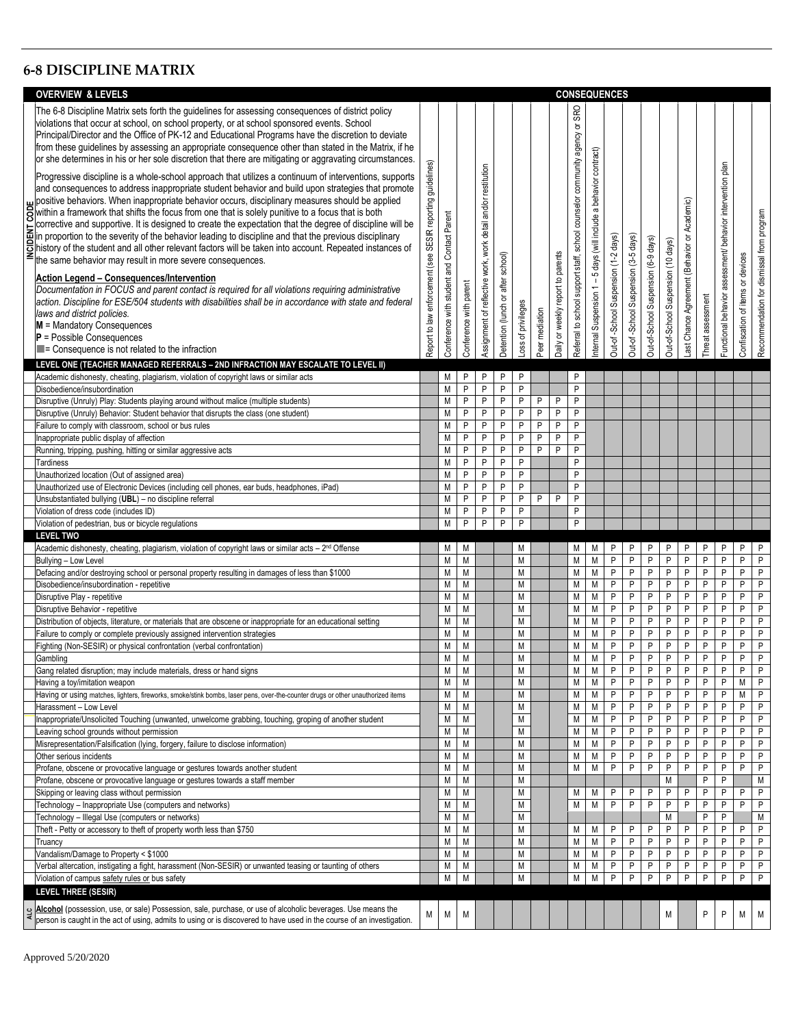# 6-8 DISCIPLINE MATRIX

**OVERVIEW & LEVELS**

The 6-8 Discipline Matrix sets forth the guidelines for assessing consequences of district policy violations that occur at school, on school property, or at school sponsored events. School Principal/Director and the Office of PK-12 and Educational Programs have the discretion to deviate from these guidelines by assessing an appropriate consequence other than stated in the Matrix, if he or she determines in his or her sole discretion that there are mitigating or aggravating circumstances.

Progressive discipline is a whole-school approach that utilizes a continuum of interventions, supports and consequences to address inappropriate student behavior and build upon strategies that promote positive behaviors. When inappropriate behavior occurs, disciplinary measures should be applied within a framework that shifts the focus from one that is solely punitive to a focus that is both corrective and supportive. It is designed to create the expectation that the degree of discipline will be in proportion to the severity of the behavior leading to discipline and that the previous disciplinary history of the student and all other relevant factors will be taken into account. Repeated instances of the same behavior may result in more severe consequences.

**Action Legend – Consequences/Intervention**

*Documentation in FOCUS and parent contact is required for all violations requiring administrative action. Discipline for ESE/504 students with disabilities shall be in accordance with state and federal laws and district policies.*

**M** = Mandatory Consequences
**P** = Possible Consequences
■ = Consequence is not related to the infraction

| Incident Code | Incident | Report to law enforcement (see SESIR reporting guidelines) | Conference with student and Contact Parent | Conference with parent | Assignment of reflective work, work detail and/or restitution | Detention (lunch or after school) | Loss of privileges | Peer mediation | Daily or weekly report to parents | Referral to school support staff, school counselor community agency or SRO | Internal Suspension 1 – 5 days (will include a behavior contract) | Out-of-School Suspension (1-2 days) | Out-of-School Suspension (3-5 days) | Out-of-School Suspension (6-9 days) | Out-of-School Suspension (10 days) | Last Chance Agreement (Behavior or Academic) | Threat assessment | Functional behavior assessment/ behavior intervention plan | Confiscation of items or devices | Recommendation for dismissal from program |
|---|---|---|---|---|---|---|---|---|---|---|---|---|---|---|---|---|---|---|---|---|
| | **LEVEL ONE (TEACHER MANAGED REFERRALS – 2ND INFRACTION MAY ESCALATE TO LEVEL II)** | | | | | | | | | | | | | | | | | | | |
| | Academic dishonesty, cheating, plagiarism, violation of copyright laws or similar acts | | M | P | P | P | P | | | P | | | | | | | | | | |
| | Disobedience/insubordination | | M | P | P | P | P | | | P | | | | | | | | | | |
| | Disruptive (Unruly) Play: Students playing around without malice (multiple students) | | M | P | P | P | P | P | P | P | | | | | | | | | | |
| | Disruptive (Unruly) Behavior: Student behavior that disrupts the class (one student) | | M | P | P | P | P | P | P | P | | | | | | | | | | |
| | Failure to comply with classroom, school or bus rules | | M | P | P | P | P | P | P | P | | | | | | | | | | |
| | Inappropriate public display of affection | | M | P | P | P | P | P | P | P | | | | | | | | | | |
| | Running, tripping, pushing, hitting or similar aggressive acts | | M | P | P | P | P | P | P | P | | | | | | | | | | |
| | Tardiness | | M | P | P | P | P | | | P | | | | | | | | | | |
| | Unauthorized location (Out of assigned area) | | M | P | P | P | P | | | P | | | | | | | | | | |
| | Unauthorized use of Electronic Devices (including cell phones, ear buds, headphones, iPad) | | M | P | P | P | P | | | P | | | | | | | | | | |
| | Unsubstantiated bullying (**UBL**) – no discipline referral | | M | P | P | P | P | P | P | P | | | | | | | | | | |
| | Violation of dress code (includes ID) | | M | P | P | P | P | | | P | | | | | | | | | | |
| | Violation of pedestrian, bus or bicycle regulations | | M | P | P | P | P | | | P | | | | | | | | | | |
| | **LEVEL TWO** | | | | | | | | | | | | | | | | | | | |
| | Academic dishonesty, cheating, plagiarism, violation of copyright laws or similar acts – 2nd Offense | | M | M | | | M | | | M | M | P | P | P | P | P | P | P | P | P |
| | Bullying – Low Level | | M | M | | | M | | | M | M | P | P | P | P | P | P | P | P | P |
| | Defacing and/or destroying school or personal property resulting in damages of less than $1000 | | M | M | | | M | | | M | M | P | P | P | P | P | P | P | P | P |
| | Disobedience/insubordination - repetitive | | M | M | | | M | | | M | M | P | P | P | P | P | P | P | P | P |
| | Disruptive Play - repetitive | | M | M | | | M | | | M | M | P | P | P | P | P | P | P | P | P |
| | Disruptive Behavior - repetitive | | M | M | | | M | | | M | M | P | P | P | P | P | P | P | P | P |
| | Distribution of objects, literature, or materials that are obscene or inappropriate for an educational setting | | M | M | | | M | | | M | M | P | P | P | P | P | P | P | P | P |
| | Failure to comply or complete previously assigned intervention strategies | | M | M | | | M | | | M | M | P | P | P | P | P | P | P | P | P |
| | Fighting (Non-SESIR) or physical confrontation (verbal confrontation) | | M | M | | | M | | | M | M | P | P | P | P | P | P | P | P | P |
| | Gambling | | M | M | | | M | | | M | M | P | P | P | P | P | P | P | P | P |
| | Gang related disruption; may include materials, dress or hand signs | | M | M | | | M | | | M | M | P | P | P | P | P | P | P | P | P |
| | Having a toy/imitation weapon | | M | M | | | M | | | M | M | P | P | P | P | P | P | P | M | P |
| | Having or using matches, lighters, fireworks, smoke/stink bombs, laser pens, over-the-counter drugs or other unauthorized items | | M | M | | | M | | | M | M | P | P | P | P | P | P | P | M | P |
| | Harassment – Low Level | | M | M | | | M | | | M | M | P | P | P | P | P | P | P | P | P |
| | Inappropriate/Unsolicited Touching (unwanted, unwelcome grabbing, touching, groping of another student | | M | M | | | M | | | M | M | P | P | P | P | P | P | P | P | P |
| | Leaving school grounds without permission | | M | M | | | M | | | M | M | P | P | P | P | P | P | P | P | P |
| | Misrepresentation/Falsification (lying, forgery, failure to disclose information) | | M | M | | | M | | | M | M | P | P | P | P | P | P | P | P | P |
| | Other serious incidents | | M | M | | | M | | | M | M | P | P | P | P | P | P | P | P | P |
| | Profane, obscene or provocative language or gestures towards another student | | M | M | | | M | | | M | M | P | P | P | P | P | P | P | P | P |
| | Profane, obscene or provocative language or gestures towards a staff member | | M | M | | | M | | | | | | | | M | | P | P | | M |
| | Skipping or leaving class without permission | | M | M | | | M | | | M | M | P | P | P | P | P | P | P | P | P |
| | Technology – Inappropriate Use (computers and networks) | | M | M | | | M | | | M | M | P | P | P | P | P | P | P | P | P |
| | Technology – Illegal Use (computers or networks) | | M | M | | | M | | | | | | | | M | | P | P | | M |
| | Theft - Petty or accessory to theft of property worth less than $750 | | M | M | | | M | | | M | M | P | P | P | P | P | P | P | P | P |
| | Truancy | | M | M | | | M | | | M | M | P | P | P | P | P | P | P | P | P |
| | Vandalism/Damage to Property < $1000 | | M | M | | | M | | | M | M | P | P | P | P | P | P | P | P | P |
| | Verbal altercation, instigating a fight, harassment (Non-SESIR) or unwanted teasing or taunting of others | | M | M | | | M | | | M | M | P | P | P | P | P | P | P | P | P |
| | Violation of campus safety rules or bus safety | | M | M | | | M | | | M | M | P | P | P | P | P | P | P | P | P |
| | **LEVEL THREE (SESIR)** | | | | | | | | | | | | | | | | | | | |
| ALC | **Alcohol** (possession, use, or sale) Possession, sale, purchase, or use of alcoholic beverages. Use means the person is caught in the act of using, admits to using or is discovered to have used in the course of an investigation. | M | M | M | | | | | | | | | | | M | | P | P | M | M |

Approved 5/20/2020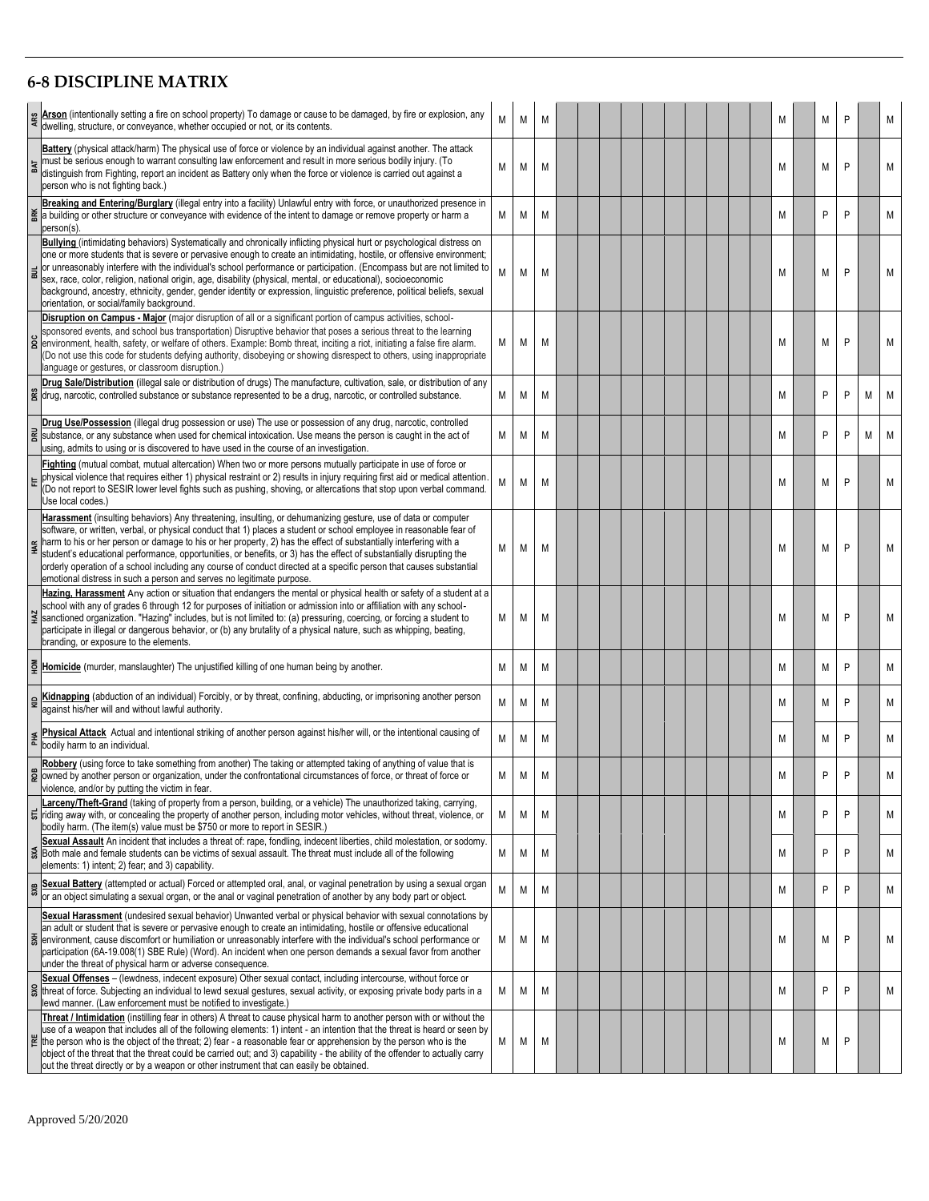## 6-8 DISCIPLINE MATRIX

| Code | Description | | | | | | | | | | | | | | | | | | | |
|---|---|---|---|---|---|---|---|---|---|---|---|---|---|---|---|---|---|---|---|---|
| ARS | **Arson** (intentionally setting a fire on school property) To damage or cause to be damaged, by fire or explosion, any dwelling, structure, or conveyance, whether occupied or not, or its contents. | M | M | M | | | | | | | | | | | M | | M | P | | M |
| BAT | **Battery** (physical attack/harm) The physical use of force or violence by an individual against another. The attack must be serious enough to warrant consulting law enforcement and result in more serious bodily injury. (To distinguish from Fighting, report an incident as Battery only when the force or violence is carried out against a person who is not fighting back.) | M | M | M | | | | | | | | | | | M | | M | P | | M |
| BRK | **Breaking and Entering/Burglary** (illegal entry into a facility) Unlawful entry with force, or unauthorized presence in a building or other structure or conveyance with evidence of the intent to damage or remove property or harm a person(s). | M | M | M | | | | | | | | | | | M | | P | P | | M |
| BUL | **Bullying** (intimidating behaviors) Systematically and chronically inflicting physical hurt or psychological distress on one or more students that is severe or pervasive enough to create an intimidating, hostile, or offensive environment; or unreasonably interfere with the individual's school performance or participation. (Encompass but are not limited to sex, race, color, religion, national origin, age, disability (physical, mental, or educational), socioeconomic background, ancestry, ethnicity, gender, gender identity or expression, linguistic preference, political beliefs, sexual orientation, or social/family background. | M | M | M | | | | | | | | | | | M | | M | P | | M |
| DOC | **Disruption on Campus - Major** (major disruption of all or a significant portion of campus activities, school-sponsored events, and school bus transportation) Disruptive behavior that poses a serious threat to the learning environment, health, safety, or welfare of others. Example: Bomb threat, inciting a riot, initiating a false fire alarm. (Do not use this code for students defying authority, disobeying or showing disrespect to others, using inappropriate language or gestures, or classroom disruption.) | M | M | M | | | | | | | | | | | M | | M | P | | M |
| DRS | **Drug Sale/Distribution** (illegal sale or distribution of drugs) The manufacture, cultivation, sale, or distribution of any drug, narcotic, controlled substance or substance represented to be a drug, narcotic, or controlled substance. | M | M | M | | | | | | | | | | | M | | P | P | M | M |
| DRU | **Drug Use/Possession** (illegal drug possession or use) The use or possession of any drug, narcotic, controlled substance, or any substance when used for chemical intoxication. Use means the person is caught in the act of using, admits to using or is discovered to have used in the course of an investigation. | M | M | M | | | | | | | | | | | M | | P | P | M | M |
| FIT | **Fighting** (mutual combat, mutual altercation) When two or more persons mutually participate in use of force or physical violence that requires either 1) physical restraint or 2) results in injury requiring first aid or medical attention. (Do not report to SESIR lower level fights such as pushing, shoving, or altercations that stop upon verbal command. Use local codes.) | M | M | M | | | | | | | | | | | M | | M | P | | M |
| HAR | **Harassment** (insulting behaviors) Any threatening, insulting, or dehumanizing gesture, use of data or computer software, or written, verbal, or physical conduct that 1) places a student or school employee in reasonable fear of harm to his or her person or damage to his or her property, 2) has the effect of substantially interfering with a student's educational performance, opportunities, or benefits, or 3) has the effect of substantially disrupting the orderly operation of a school including any course of conduct directed at a specific person that causes substantial emotional distress in such a person and serves no legitimate purpose. | M | M | M | | | | | | | | | | | M | | M | P | | M |
| HAZ | **Hazing, Harassment** Any action or situation that endangers the mental or physical health or safety of a student at a school with any of grades 6 through 12 for purposes of initiation or admission into or affiliation with any school-sanctioned organization. "Hazing" includes, but is not limited to: (a) pressuring, coercing, or forcing a student to participate in illegal or dangerous behavior, or (b) any brutality of a physical nature, such as whipping, beating, branding, or exposure to the elements. | M | M | M | | | | | | | | | | | M | | M | P | | M |
| HOM | **Homicide** (murder, manslaughter) The unjustified killing of one human being by another. | M | M | M | | | | | | | | | | | M | | M | P | | M |
| KID | **Kidnapping** (abduction of an individual) Forcibly, or by threat, confining, abducting, or imprisoning another person against his/her will and without lawful authority. | M | M | M | | | | | | | | | | | M | | M | P | | M |
| PHA | **Physical Attack** Actual and intentional striking of another person against his/her will, or the intentional causing of bodily harm to an individual. | M | M | M | | | | | | | | | | | M | | M | P | | M |
| ROB | **Robbery** (using force to take something from another) The taking or attempted taking of anything of value that is owned by another person or organization, under the confrontational circumstances of force, or threat of force or violence, and/or by putting the victim in fear. | M | M | M | | | | | | | | | | | M | | P | P | | M |
| STL | **Larceny/Theft-Grand** (taking of property from a person, building, or a vehicle) The unauthorized taking, carrying, riding away with, or concealing the property of another person, including motor vehicles, without threat, violence, or bodily harm. (The item(s) value must be $750 or more to report in SESIR.) | M | M | M | | | | | | | | | | | M | | P | P | | M |
| SXA | **Sexual Assault** An incident that includes a threat of: rape, fondling, indecent liberties, child molestation, or sodomy. Both male and female students can be victims of sexual assault. The threat must include all of the following elements: 1) intent; 2) fear; and 3) capability. | M | M | M | | | | | | | | | | | M | | P | P | | M |
| SXB | **Sexual Battery** (attempted or actual) Forced or attempted oral, anal, or vaginal penetration by using a sexual organ or an object simulating a sexual organ, or the anal or vaginal penetration of another by any body part or object. | M | M | M | | | | | | | | | | | M | | P | P | | M |
| SXH | **Sexual Harassment** (undesired sexual behavior) Unwanted verbal or physical behavior with sexual connotations by an adult or student that is severe or pervasive enough to create an intimidating, hostile or offensive educational environment, cause discomfort or humiliation or unreasonably interfere with the individual's school performance or participation (6A-19.008(1) SBE Rule) (Word). An incident when one person demands a sexual favor from another under the threat of physical harm or adverse consequence. | M | M | M | | | | | | | | | | | M | | M | P | | M |
| SXO | **Sexual Offenses** – (lewdness, indecent exposure) Other sexual contact, including intercourse, without force or threat of force. Subjecting an individual to lewd sexual gestures, sexual activity, or exposing private body parts in a lewd manner. (Law enforcement must be notified to investigate.) | M | M | M | | | | | | | | | | | M | | P | P | | M |
| TRE | **Threat / Intimidation** (instilling fear in others) A threat to cause physical harm to another person with or without the use of a weapon that includes all of the following elements: 1) intent - an intention that the threat is heard or seen by the person who is the object of the threat; 2) fear - a reasonable fear or apprehension by the person who is the object of the threat that the threat could be carried out; and 3) capability - the ability of the offender to actually carry out the threat directly or by a weapon or other instrument that can easily be obtained. | M | M | M | | | | | | | | | | | M | | M | P | | |

Approved 5/20/2020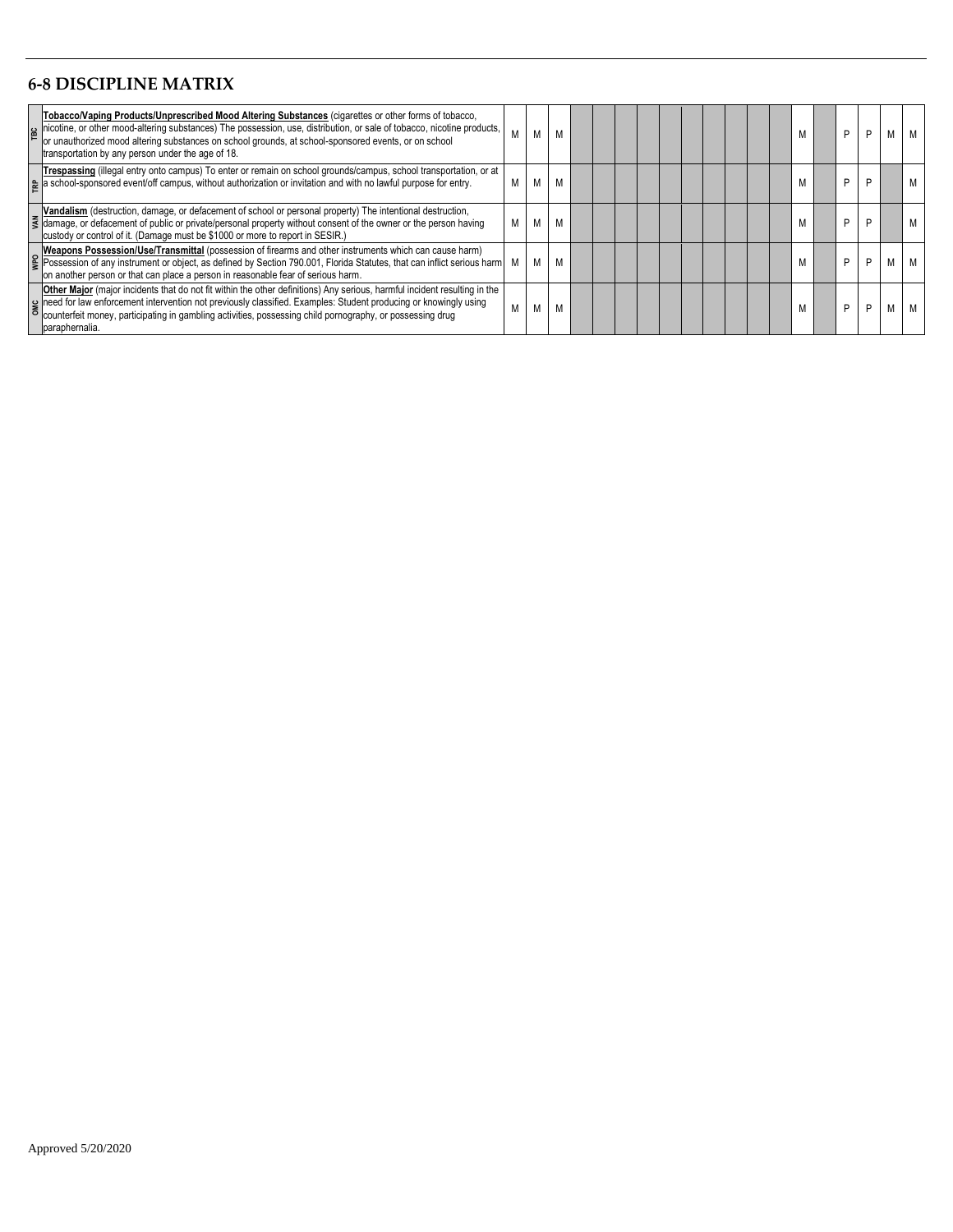## 6-8 DISCIPLINE MATRIX

| | | | | | | | | | | | | | | | | | | | | |
|---|---|---|---|---|---|---|---|---|---|---|---|---|---|---|---|---|---|---|---|---|
| TBC | **Tobacco/Vaping Products/Unprescribed Mood Altering Substances** (cigarettes or other forms of tobacco, nicotine, or other mood-altering substances) The possession, use, distribution, or sale of tobacco, nicotine products, or unauthorized mood altering substances on school grounds, at school-sponsored events, or on school transportation by any person under the age of 18. | M | M | M | | | | | | | | | | | M | | P | P | M | M |
| TRP | **Trespassing** (illegal entry onto campus) To enter or remain on school grounds/campus, school transportation, or at a school-sponsored event/off campus, without authorization or invitation and with no lawful purpose for entry. | M | M | M | | | | | | | | | | | M | | P | P | | M |
| VAN | **Vandalism** (destruction, damage, or defacement of school or personal property) The intentional destruction, damage, or defacement of public or private/personal property without consent of the owner or the person having custody or control of it. (Damage must be $1000 or more to report in SESIR.) | M | M | M | | | | | | | | | | | M | | P | P | | M |
| WPO | **Weapons Possession/Use/Transmittal** (possession of firearms and other instruments which can cause harm) Possession of any instrument or object, as defined by Section 790.001, Florida Statutes, that can inflict serious harm on another person or that can place a person in reasonable fear of serious harm. | M | M | M | | | | | | | | | | | M | | P | P | M | M |
| OMC | **Other Major** (major incidents that do not fit within the other definitions) Any serious, harmful incident resulting in the need for law enforcement intervention not previously classified. Examples: Student producing or knowingly using counterfeit money, participating in gambling activities, possessing child pornography, or possessing drug paraphernalia. | M | M | M | | | | | | | | | | | M | | P | P | M | M |

Approved 5/20/2020